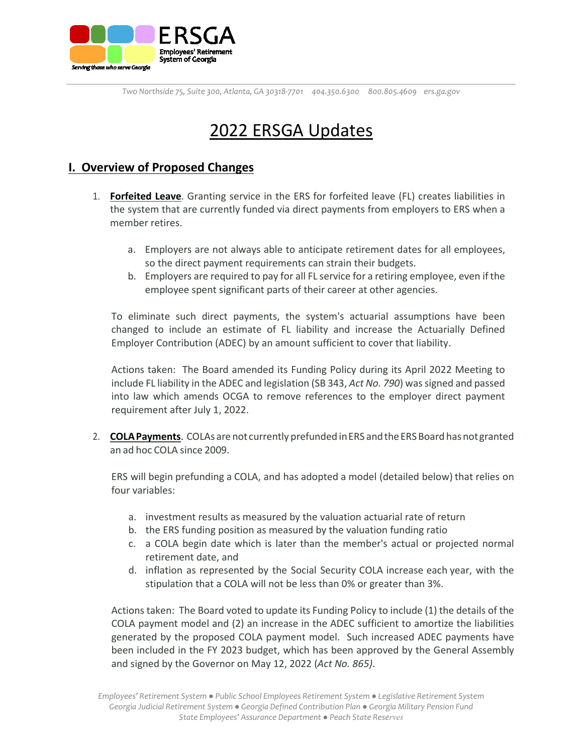# 2022 ERSGA Updates

## I. Overview of Proposed Changes

1. **Forfeited Leave**. Granting service in the ERS for forfeited leave (FL) creates liabilities in the system that are currently funded via direct payments from employers to ERS when a member retires.

    a. Employers are not always able to anticipate retirement dates for all employees, so the direct payment requirements can strain their budgets.
    b. Employers are required to pay for all FL service for a retiring employee, even if the employee spent significant parts of their career at other agencies.

    To eliminate such direct payments, the system's actuarial assumptions have been changed to include an estimate of FL liability and increase the Actuarially Defined Employer Contribution (ADEC) by an amount sufficient to cover that liability.

    Actions taken: The Board amended its Funding Policy during its April 2022 Meeting to include FL liability in the ADEC and legislation (SB 343, *Act No. 790*) was signed and passed into law which amends OCGA to remove references to the employer direct payment requirement after July 1, 2022.

2. **COLA Payments**. COLAs are not currently prefunded in ERS and the ERS Board has not granted an ad hoc COLA since 2009.

    ERS will begin prefunding a COLA, and has adopted a model (detailed below) that relies on four variables:

    a. investment results as measured by the valuation actuarial rate of return
    b. the ERS funding position as measured by the valuation funding ratio
    c. a COLA begin date which is later than the member's actual or projected normal retirement date, and
    d. inflation as represented by the Social Security COLA increase each year, with the stipulation that a COLA will not be less than 0% or greater than 3%.

    Actions taken: The Board voted to update its Funding Policy to include (1) the details of the COLA payment model and (2) an increase in the ADEC sufficient to amortize the liabilities generated by the proposed COLA payment model. Such increased ADEC payments have been included in the FY 2023 budget, which has been approved by the General Assembly and signed by the Governor on May 12, 2022 (*Act No. 865)*.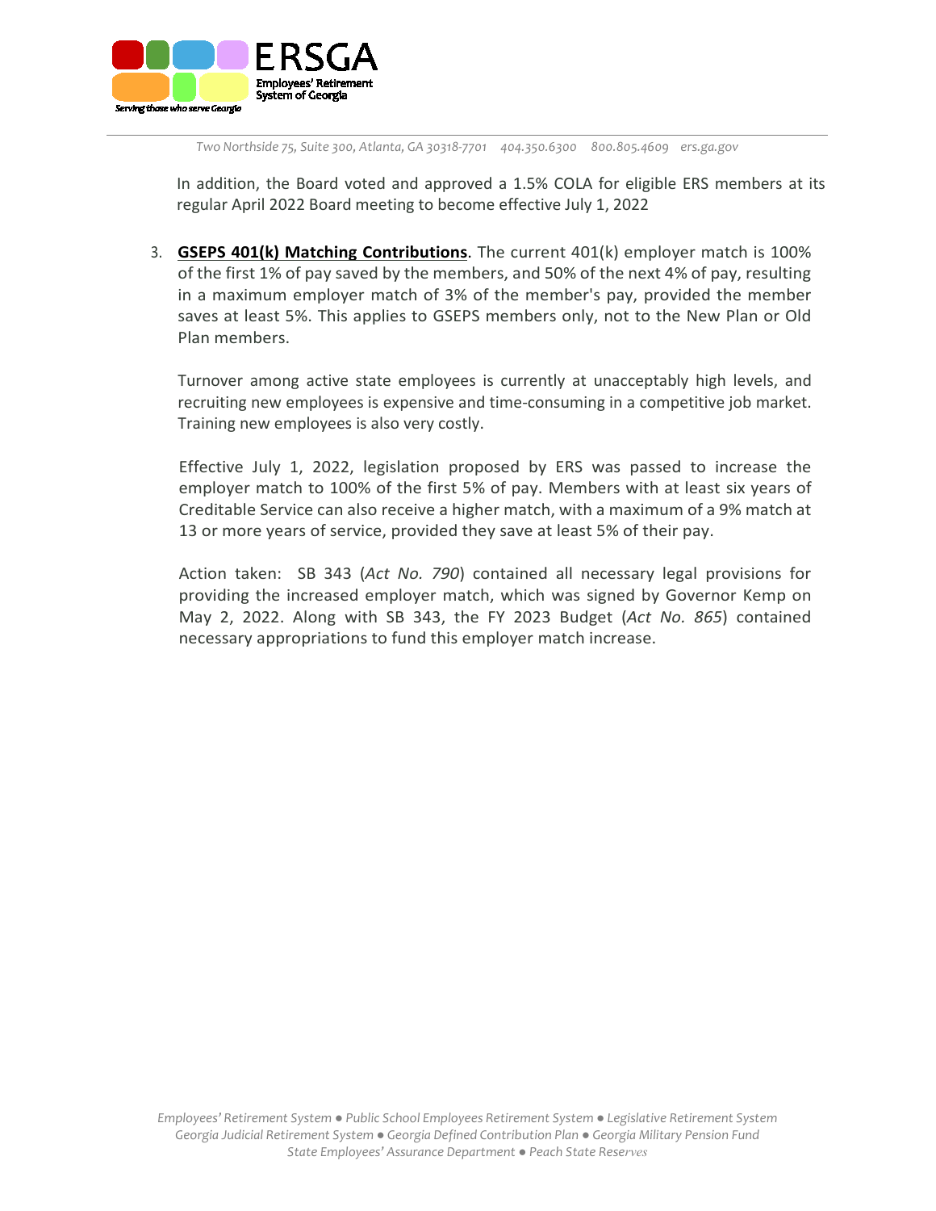In addition, the Board voted and approved a 1.5% COLA for eligible ERS members at its regular April 2022 Board meeting to become effective July 1, 2022

3. **GSEPS 401(k) Matching Contributions**. The current 401(k) employer match is 100% of the first 1% of pay saved by the members, and 50% of the next 4% of pay, resulting in a maximum employer match of 3% of the member's pay, provided the member saves at least 5%. This applies to GSEPS members only, not to the New Plan or Old Plan members.

   Turnover among active state employees is currently at unacceptably high levels, and recruiting new employees is expensive and time-consuming in a competitive job market. Training new employees is also very costly.

   Effective July 1, 2022, legislation proposed by ERS was passed to increase the employer match to 100% of the first 5% of pay. Members with at least six years of Creditable Service can also receive a higher match, with a maximum of a 9% match at 13 or more years of service, provided they save at least 5% of their pay.

   Action taken: SB 343 (*Act No. 790*) contained all necessary legal provisions for providing the increased employer match, which was signed by Governor Kemp on May 2, 2022. Along with SB 343, the FY 2023 Budget (*Act No. 865*) contained necessary appropriations to fund this employer match increase.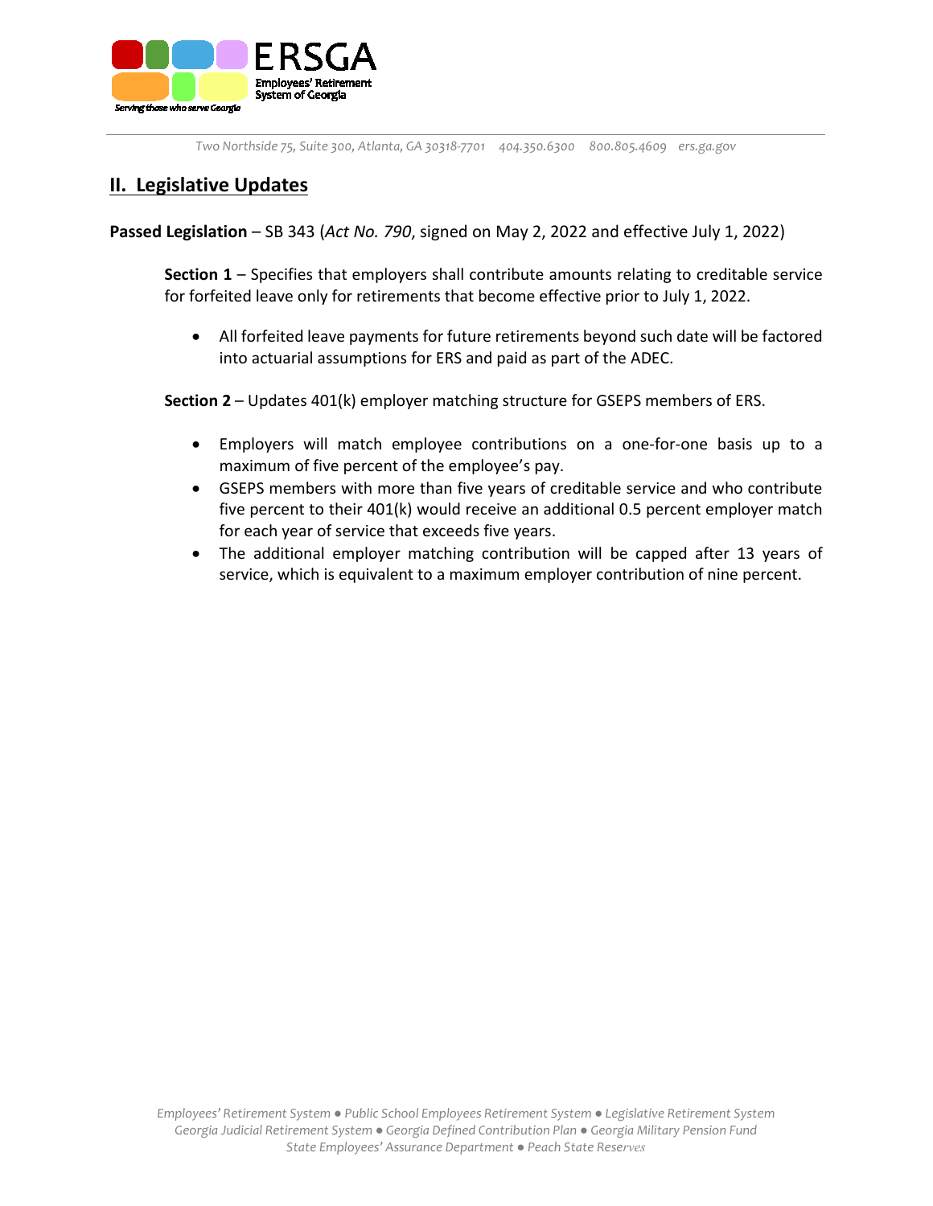## II. Legislative Updates

**Passed Legislation** – SB 343 (*Act No. 790*, signed on May 2, 2022 and effective July 1, 2022)

**Section 1** – Specifies that employers shall contribute amounts relating to creditable service for forfeited leave only for retirements that become effective prior to July 1, 2022.

- All forfeited leave payments for future retirements beyond such date will be factored into actuarial assumptions for ERS and paid as part of the ADEC.

**Section 2** – Updates 401(k) employer matching structure for GSEPS members of ERS.

- Employers will match employee contributions on a one-for-one basis up to a maximum of five percent of the employee's pay.
- GSEPS members with more than five years of creditable service and who contribute five percent to their 401(k) would receive an additional 0.5 percent employer match for each year of service that exceeds five years.
- The additional employer matching contribution will be capped after 13 years of service, which is equivalent to a maximum employer contribution of nine percent.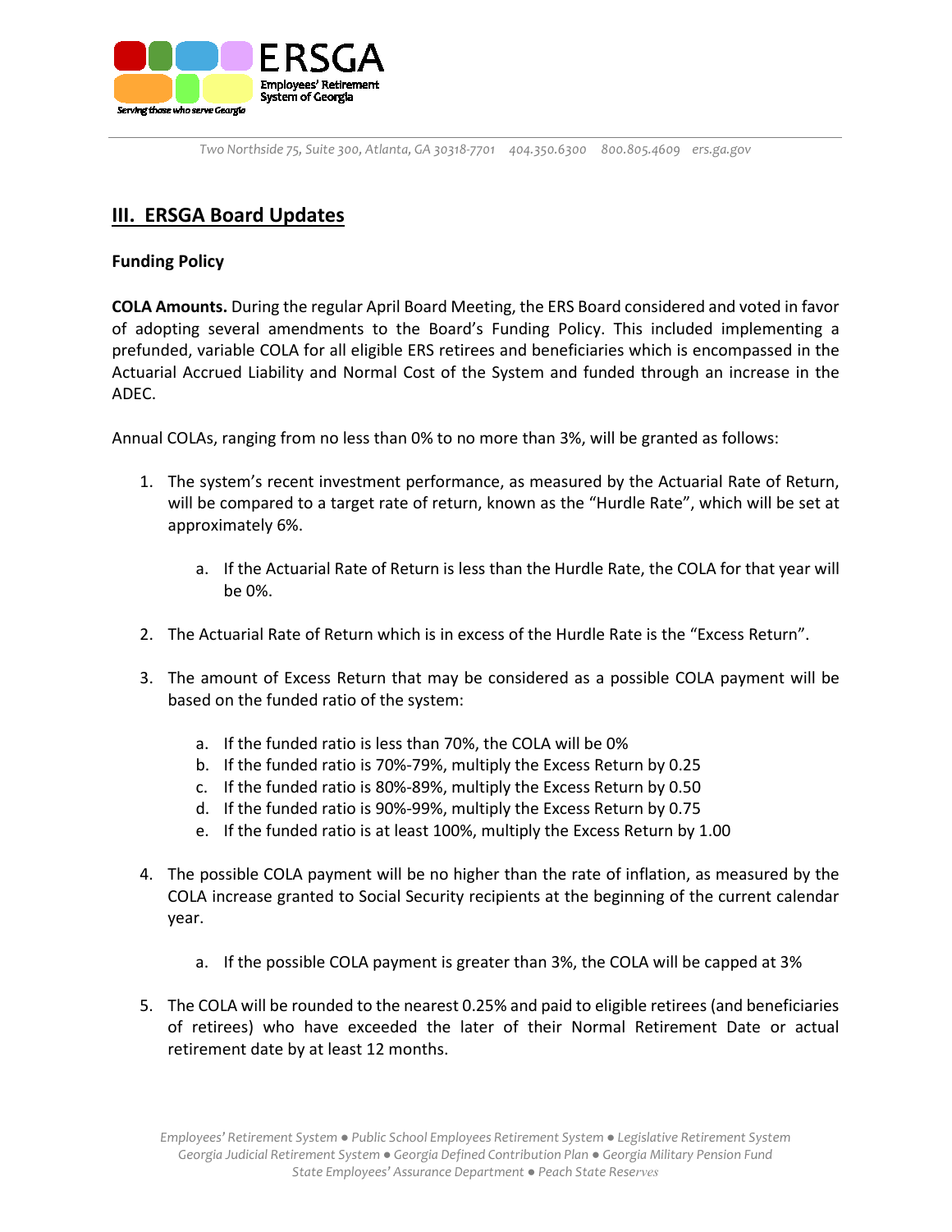## III. ERSGA Board Updates

### Funding Policy

**COLA Amounts.** During the regular April Board Meeting, the ERS Board considered and voted in favor of adopting several amendments to the Board's Funding Policy. This included implementing a prefunded, variable COLA for all eligible ERS retirees and beneficiaries which is encompassed in the Actuarial Accrued Liability and Normal Cost of the System and funded through an increase in the ADEC.

Annual COLAs, ranging from no less than 0% to no more than 3%, will be granted as follows:

1. The system's recent investment performance, as measured by the Actuarial Rate of Return, will be compared to a target rate of return, known as the "Hurdle Rate", which will be set at approximately 6%.
   a. If the Actuarial Rate of Return is less than the Hurdle Rate, the COLA for that year will be 0%.
2. The Actuarial Rate of Return which is in excess of the Hurdle Rate is the "Excess Return".
3. The amount of Excess Return that may be considered as a possible COLA payment will be based on the funded ratio of the system:
   a. If the funded ratio is less than 70%, the COLA will be 0%
   b. If the funded ratio is 70%-79%, multiply the Excess Return by 0.25
   c. If the funded ratio is 80%-89%, multiply the Excess Return by 0.50
   d. If the funded ratio is 90%-99%, multiply the Excess Return by 0.75
   e. If the funded ratio is at least 100%, multiply the Excess Return by 1.00
4. The possible COLA payment will be no higher than the rate of inflation, as measured by the COLA increase granted to Social Security recipients at the beginning of the current calendar year.
   a. If the possible COLA payment is greater than 3%, the COLA will be capped at 3%
5. The COLA will be rounded to the nearest 0.25% and paid to eligible retirees (and beneficiaries of retirees) who have exceeded the later of their Normal Retirement Date or actual retirement date by at least 12 months.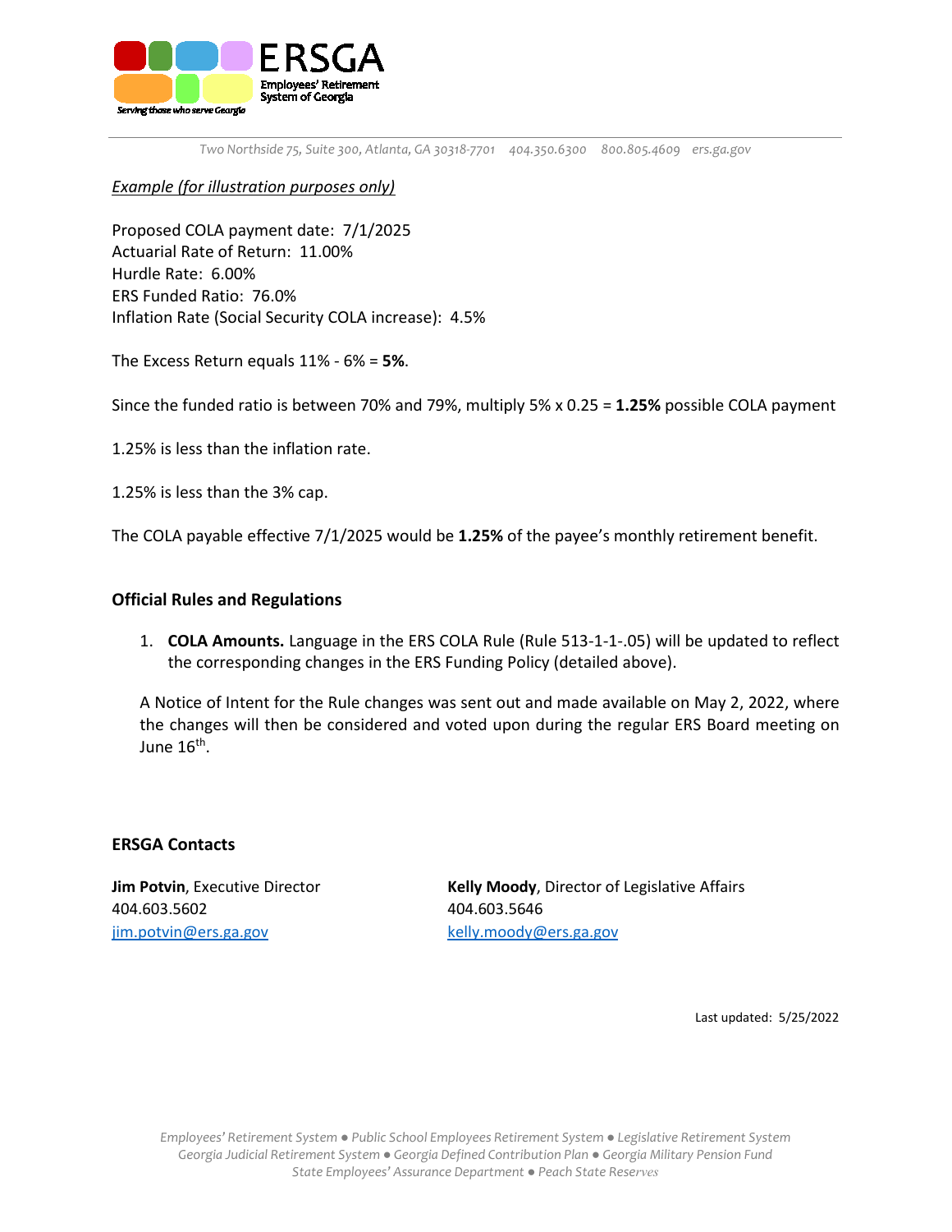*Example (for illustration purposes only)*

Proposed COLA payment date: 7/1/2025
Actuarial Rate of Return: 11.00%
Hurdle Rate: 6.00%
ERS Funded Ratio: 76.0%
Inflation Rate (Social Security COLA increase): 4.5%

The Excess Return equals 11% - 6% = **5%**.

Since the funded ratio is between 70% and 79%, multiply 5% x 0.25 = **1.25%** possible COLA payment

1.25% is less than the inflation rate.

1.25% is less than the 3% cap.

The COLA payable effective 7/1/2025 would be **1.25%** of the payee's monthly retirement benefit.

### Official Rules and Regulations

1. **COLA Amounts.** Language in the ERS COLA Rule (Rule 513-1-1-.05) will be updated to reflect the corresponding changes in the ERS Funding Policy (detailed above).

   A Notice of Intent for the Rule changes was sent out and made available on May 2, 2022, where the changes will then be considered and voted upon during the regular ERS Board meeting on June 16th.

### ERSGA Contacts

**Jim Potvin**, Executive Director
404.603.5602
jim.potvin@ers.ga.gov

**Kelly Moody**, Director of Legislative Affairs
404.603.5646
kelly.moody@ers.ga.gov

Last updated: 5/25/2022